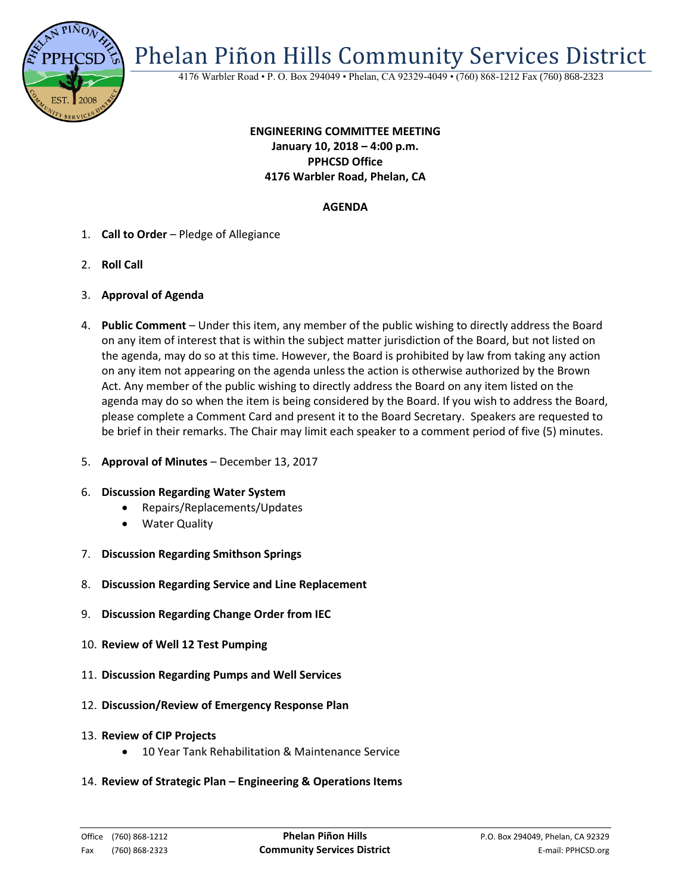# Phelan Piñon Hills Community Services District

4176 Warbler Road • P. O. Box 294049 • Phelan, CA 92329-4049 • (760) 868-1212 Fax (760) 868-2323

**ENGINEERING COMMITTEE MEETING**
**January 10, 2018 – 4:00 p.m.**
**PPHCSD Office**
**4176 Warbler Road, Phelan, CA**

**AGENDA**

1. **Call to Order** – Pledge of Allegiance
2. **Roll Call**
3. **Approval of Agenda**
4. **Public Comment** – Under this item, any member of the public wishing to directly address the Board on any item of interest that is within the subject matter jurisdiction of the Board, but not listed on the agenda, may do so at this time. However, the Board is prohibited by law from taking any action on any item not appearing on the agenda unless the action is otherwise authorized by the Brown Act. Any member of the public wishing to directly address the Board on any item listed on the agenda may do so when the item is being considered by the Board. If you wish to address the Board, please complete a Comment Card and present it to the Board Secretary. Speakers are requested to be brief in their remarks. The Chair may limit each speaker to a comment period of five (5) minutes.
5. **Approval of Minutes** – December 13, 2017
6. **Discussion Regarding Water System**
   - Repairs/Replacements/Updates
   - Water Quality
7. **Discussion Regarding Smithson Springs**
8. **Discussion Regarding Service and Line Replacement**
9. **Discussion Regarding Change Order from IEC**
10. **Review of Well 12 Test Pumping**
11. **Discussion Regarding Pumps and Well Services**
12. **Discussion/Review of Emergency Response Plan**
13. **Review of CIP Projects**
    - 10 Year Tank Rehabilitation & Maintenance Service
14. **Review of Strategic Plan – Engineering & Operations Items**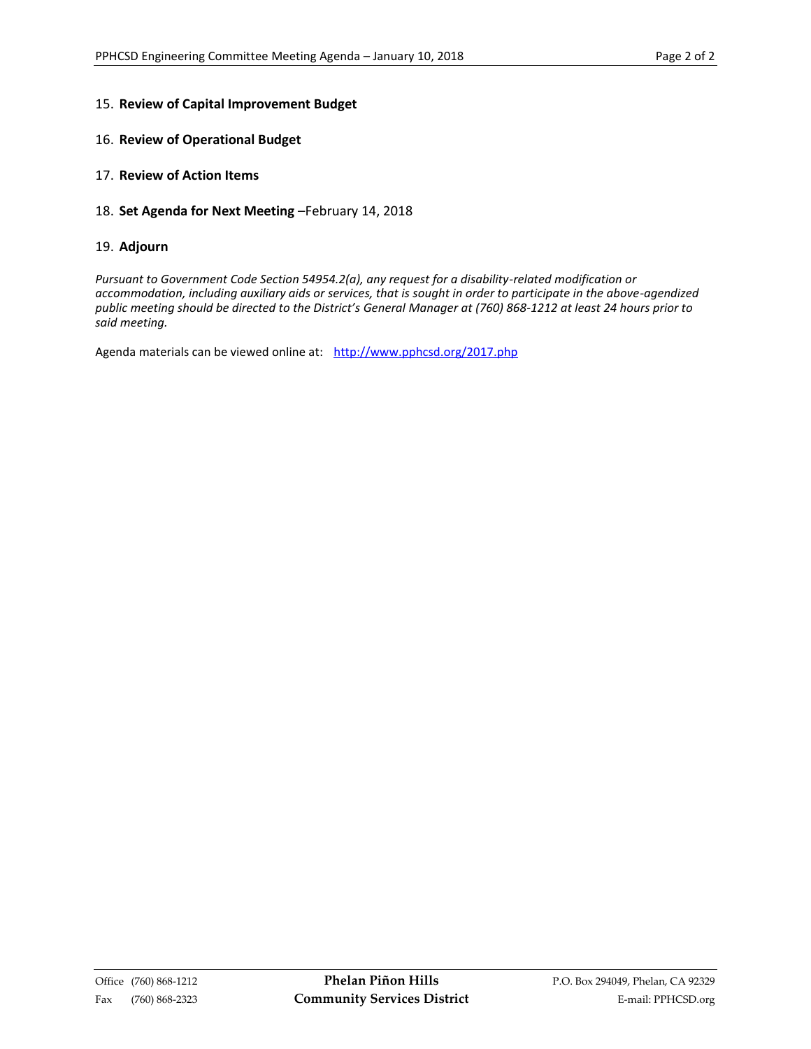15. **Review of Capital Improvement Budget**

16. **Review of Operational Budget**

17. **Review of Action Items**

18. **Set Agenda for Next Meeting** –February 14, 2018

19. **Adjourn**

*Pursuant to Government Code Section 54954.2(a), any request for a disability-related modification or accommodation, including auxiliary aids or services, that is sought in order to participate in the above-agendized public meeting should be directed to the District's General Manager at (760) 868-1212 at least 24 hours prior to said meeting.*

Agenda materials can be viewed online at: http://www.pphcsd.org/2017.php